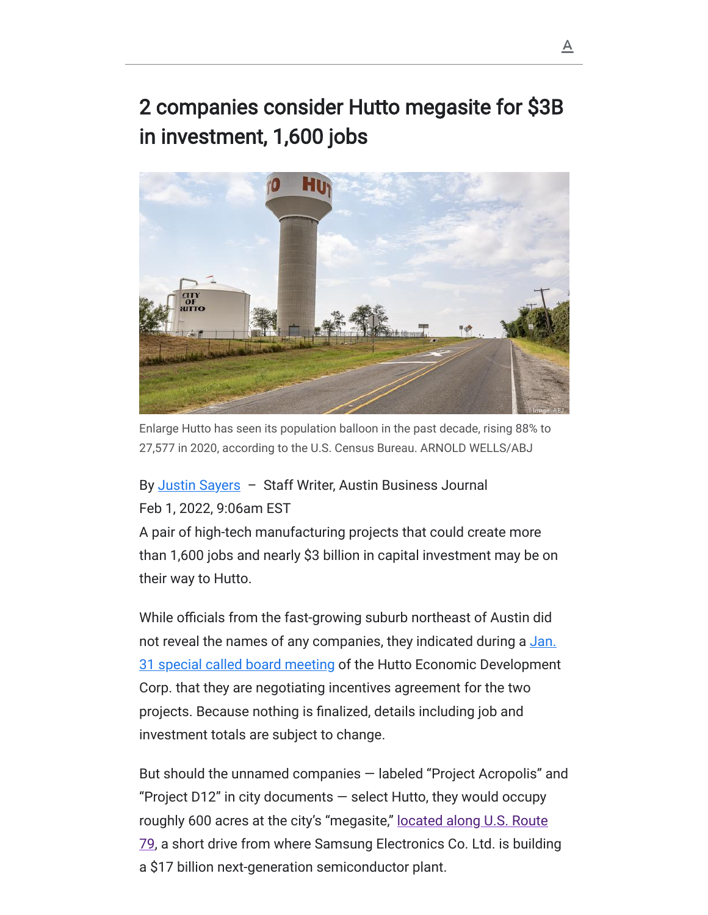# 2 companies consider Hutto megasite for $3B in investment, 1,600 jobs

Enlarge Hutto has seen its population balloon in the past decade, rising 88% to 27,577 in 2020, according to the U.S. Census Bureau. ARNOLD WELLS/ABJ

By Justin Sayers – Staff Writer, Austin Business Journal
Feb 1, 2022, 9:06am EST

A pair of high-tech manufacturing projects that could create more than 1,600 jobs and nearly $3 billion in capital investment may be on their way to Hutto.

While officials from the fast-growing suburb northeast of Austin did not reveal the names of any companies, they indicated during a Jan. 31 special called board meeting of the Hutto Economic Development Corp. that they are negotiating incentives agreement for the two projects. Because nothing is finalized, details including job and investment totals are subject to change.

But should the unnamed companies — labeled "Project Acropolis" and "Project D12" in city documents — select Hutto, they would occupy roughly 600 acres at the city's "megasite," located along U.S. Route 79, a short drive from where Samsung Electronics Co. Ltd. is building a $17 billion next-generation semiconductor plant.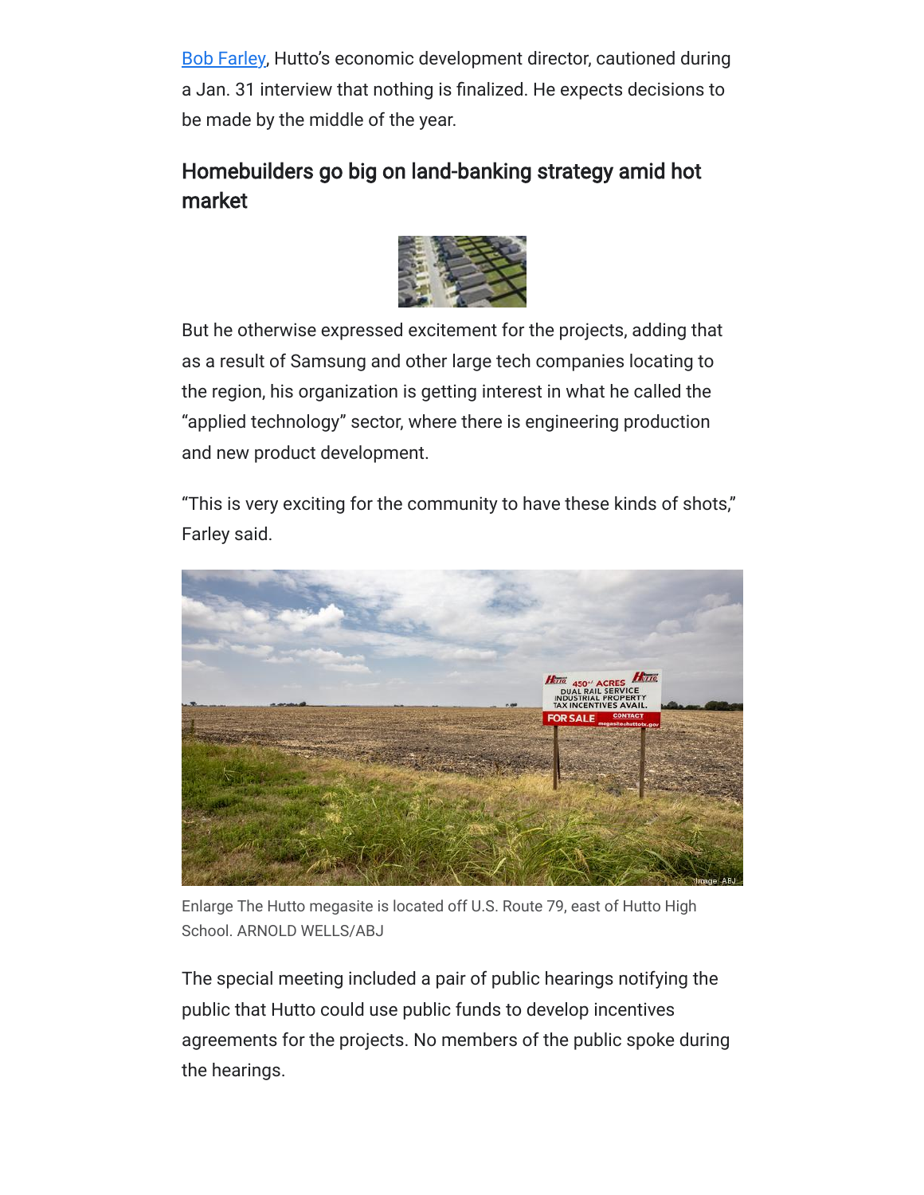Bob Farley, Hutto's economic development director, cautioned during a Jan. 31 interview that nothing is finalized. He expects decisions to be made by the middle of the year.

## Homebuilders go big on land-banking strategy amid hot market

But he otherwise expressed excitement for the projects, adding that as a result of Samsung and other large tech companies locating to the region, his organization is getting interest in what he called the "applied technology" sector, where there is engineering production and new product development.

"This is very exciting for the community to have these kinds of shots," Farley said.

Enlarge The Hutto megasite is located off U.S. Route 79, east of Hutto High School. ARNOLD WELLS/ABJ

The special meeting included a pair of public hearings notifying the public that Hutto could use public funds to develop incentives agreements for the projects. No members of the public spoke during the hearings.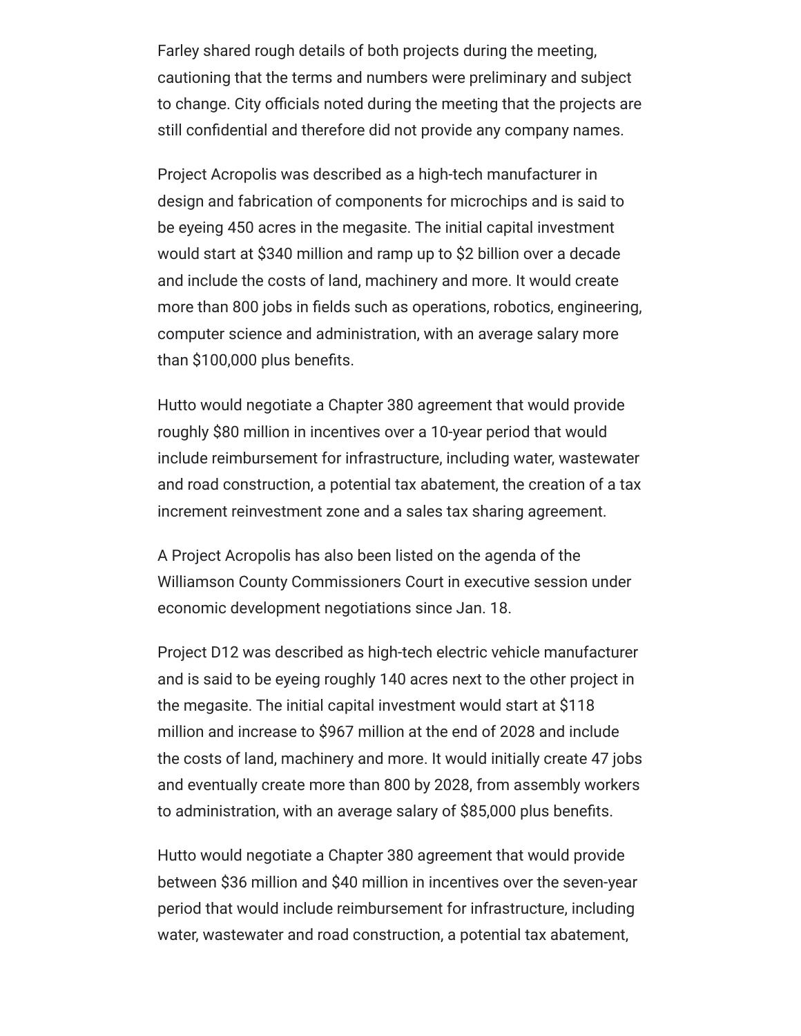Farley shared rough details of both projects during the meeting, cautioning that the terms and numbers were preliminary and subject to change. City officials noted during the meeting that the projects are still confidential and therefore did not provide any company names.

Project Acropolis was described as a high-tech manufacturer in design and fabrication of components for microchips and is said to be eyeing 450 acres in the megasite. The initial capital investment would start at $340 million and ramp up to $2 billion over a decade and include the costs of land, machinery and more. It would create more than 800 jobs in fields such as operations, robotics, engineering, computer science and administration, with an average salary more than $100,000 plus benefits.

Hutto would negotiate a Chapter 380 agreement that would provide roughly $80 million in incentives over a 10-year period that would include reimbursement for infrastructure, including water, wastewater and road construction, a potential tax abatement, the creation of a tax increment reinvestment zone and a sales tax sharing agreement.

A Project Acropolis has also been listed on the agenda of the Williamson County Commissioners Court in executive session under economic development negotiations since Jan. 18.

Project D12 was described as high-tech electric vehicle manufacturer and is said to be eyeing roughly 140 acres next to the other project in the megasite. The initial capital investment would start at $118 million and increase to $967 million at the end of 2028 and include the costs of land, machinery and more. It would initially create 47 jobs and eventually create more than 800 by 2028, from assembly workers to administration, with an average salary of $85,000 plus benefits.

Hutto would negotiate a Chapter 380 agreement that would provide between $36 million and $40 million in incentives over the seven-year period that would include reimbursement for infrastructure, including water, wastewater and road construction, a potential tax abatement,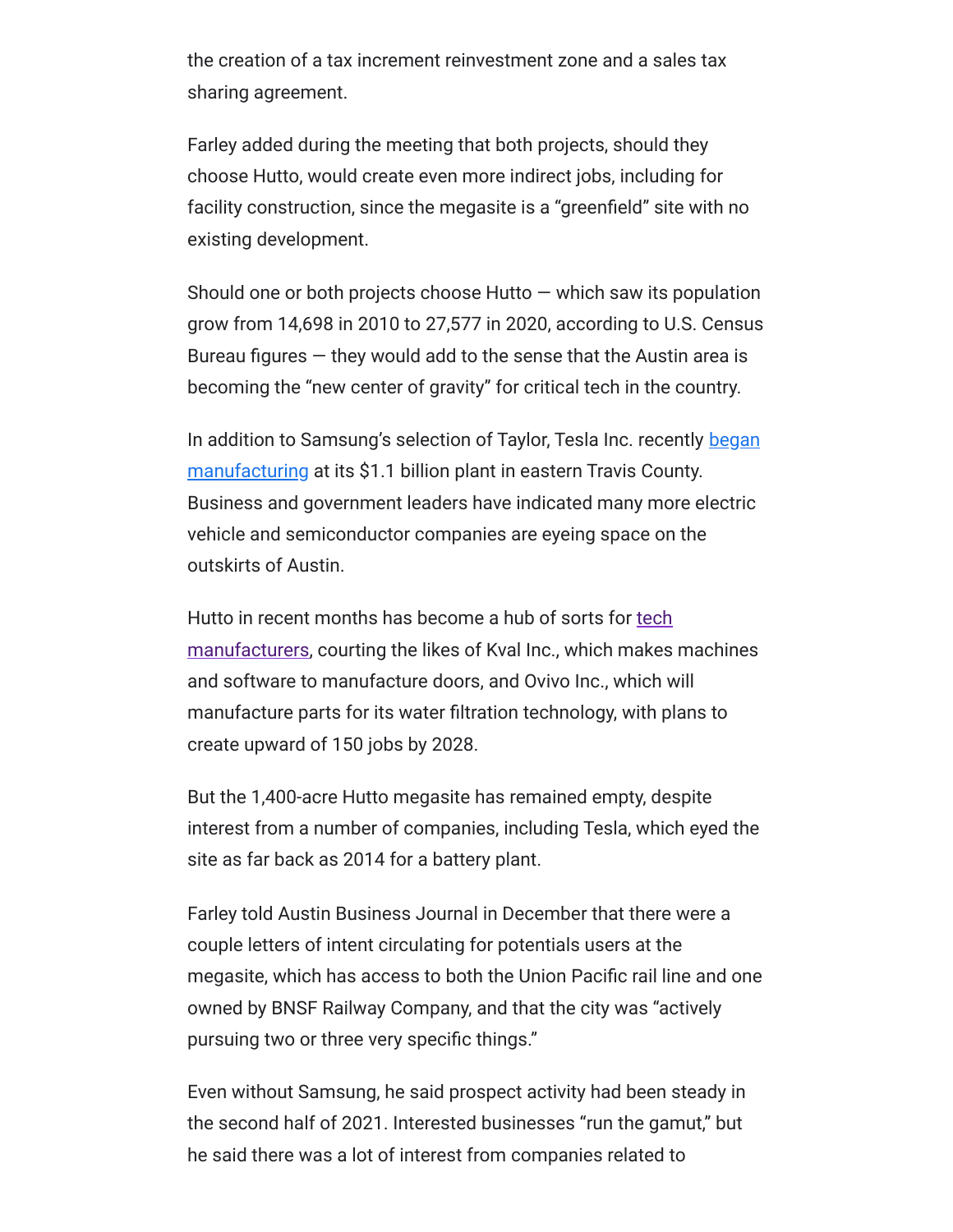the creation of a tax increment reinvestment zone and a sales tax sharing agreement.

Farley added during the meeting that both projects, should they choose Hutto, would create even more indirect jobs, including for facility construction, since the megasite is a "greenfield" site with no existing development.

Should one or both projects choose Hutto — which saw its population grow from 14,698 in 2010 to 27,577 in 2020, according to U.S. Census Bureau figures — they would add to the sense that the Austin area is becoming the "new center of gravity" for critical tech in the country.

In addition to Samsung's selection of Taylor, Tesla Inc. recently began manufacturing at its $1.1 billion plant in eastern Travis County. Business and government leaders have indicated many more electric vehicle and semiconductor companies are eyeing space on the outskirts of Austin.

Hutto in recent months has become a hub of sorts for tech manufacturers, courting the likes of Kval Inc., which makes machines and software to manufacture doors, and Ovivo Inc., which will manufacture parts for its water filtration technology, with plans to create upward of 150 jobs by 2028.

But the 1,400-acre Hutto megasite has remained empty, despite interest from a number of companies, including Tesla, which eyed the site as far back as 2014 for a battery plant.

Farley told Austin Business Journal in December that there were a couple letters of intent circulating for potentials users at the megasite, which has access to both the Union Pacific rail line and one owned by BNSF Railway Company, and that the city was "actively pursuing two or three very specific things."

Even without Samsung, he said prospect activity had been steady in the second half of 2021. Interested businesses "run the gamut," but he said there was a lot of interest from companies related to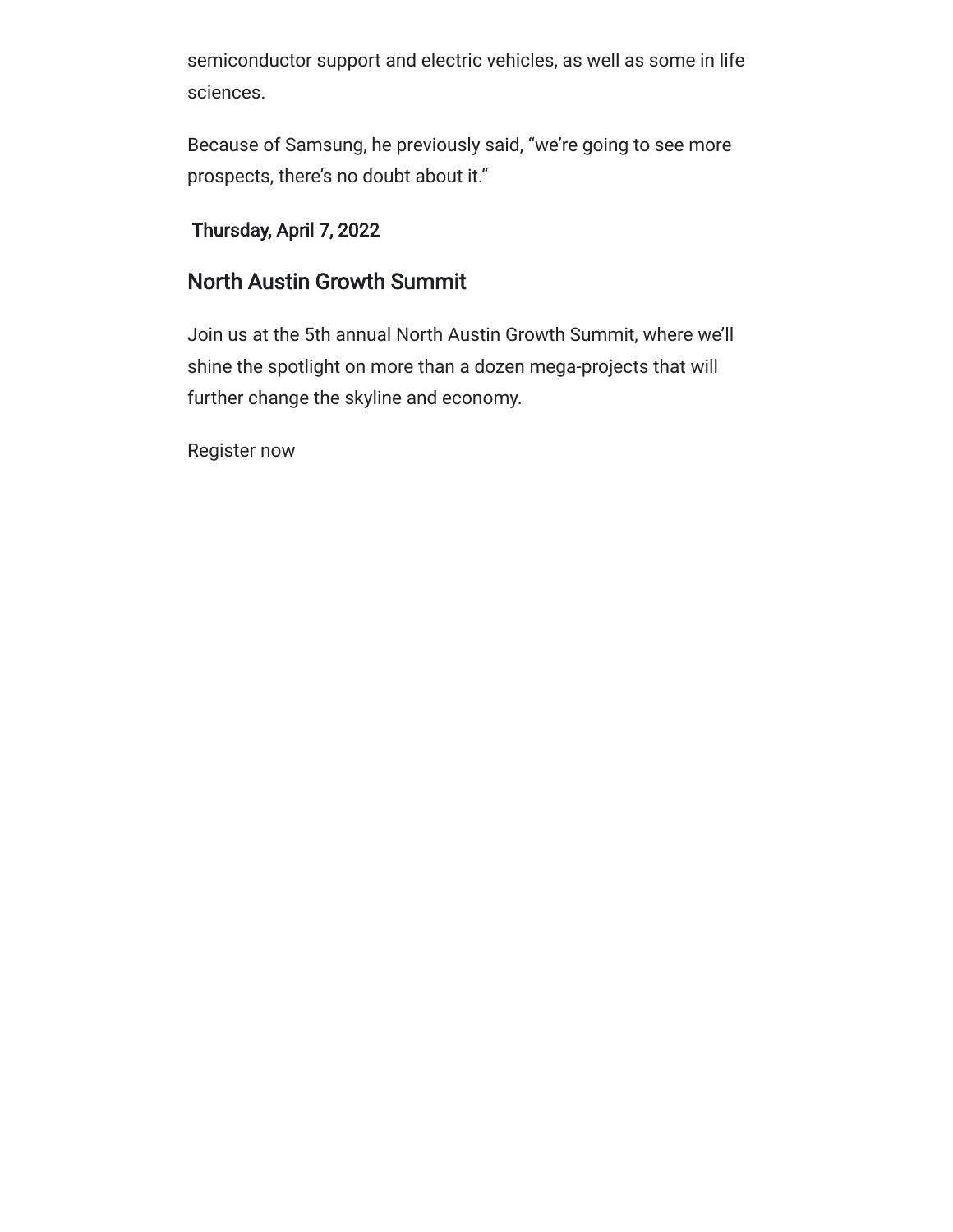semiconductor support and electric vehicles, as well as some in life sciences.

Because of Samsung, he previously said, “we’re going to see more prospects, there’s no doubt about it.”

**Thursday, April 7, 2022**

## North Austin Growth Summit

Join us at the 5th annual North Austin Growth Summit, where we’ll shine the spotlight on more than a dozen mega-projects that will further change the skyline and economy.

Register now